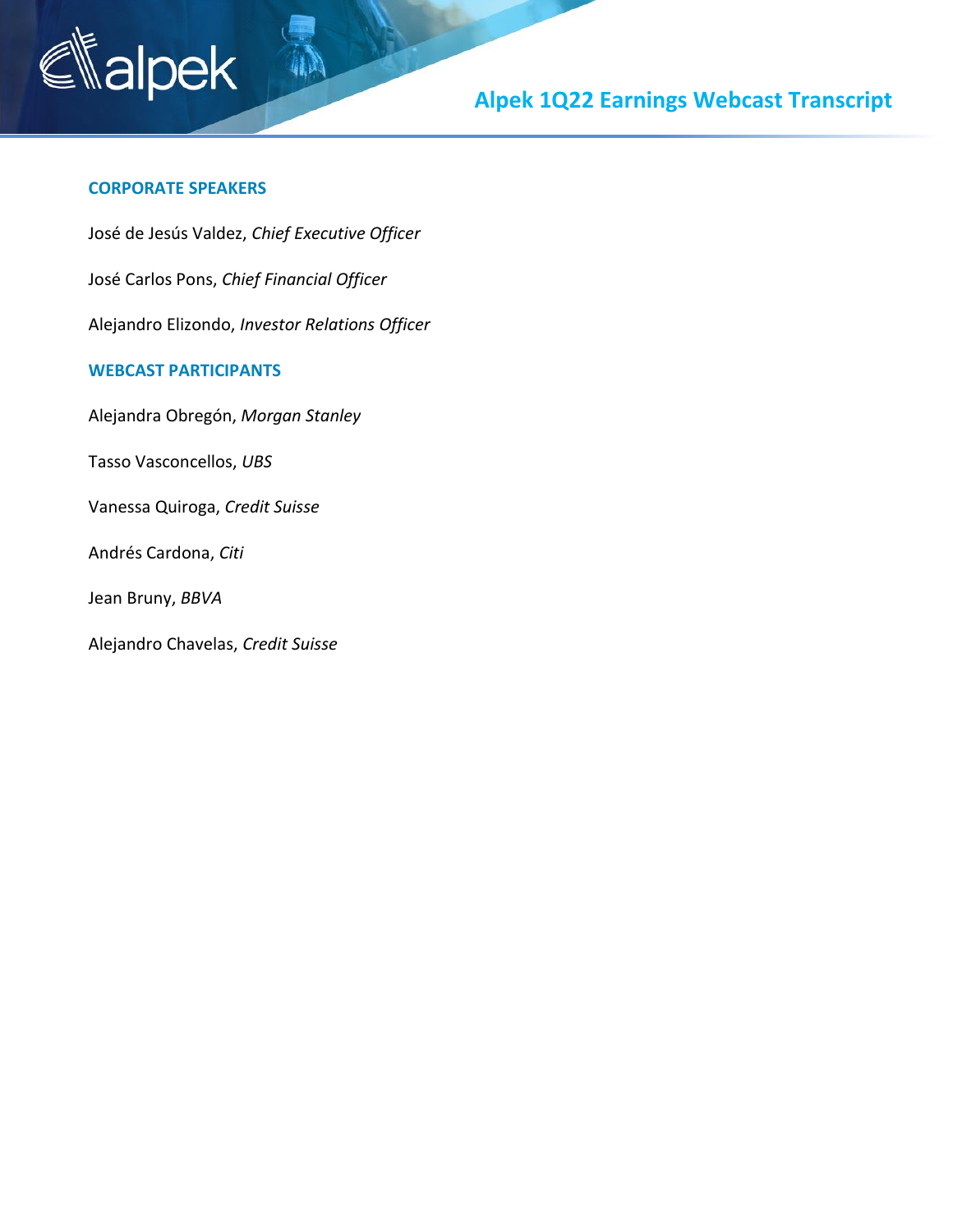# Alpek 1Q22 Earnings Webcast Transcript

## CORPORATE SPEAKERS

José de Jesús Valdez, *Chief Executive Officer*

José Carlos Pons, *Chief Financial Officer*

Alejandro Elizondo, *Investor Relations Officer*

## WEBCAST PARTICIPANTS

Alejandra Obregón, *Morgan Stanley*

Tasso Vasconcellos, *UBS*

Vanessa Quiroga, *Credit Suisse*

Andrés Cardona, *Citi*

Jean Bruny, *BBVA*

Alejandro Chavelas, *Credit Suisse*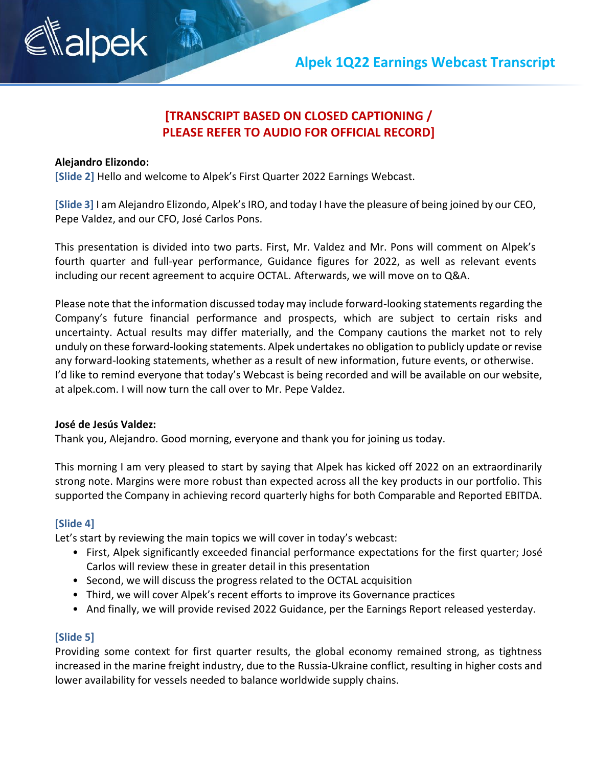**[TRANSCRIPT BASED ON CLOSED CAPTIONING / PLEASE REFER TO AUDIO FOR OFFICIAL RECORD]**

**Alejandro Elizondo:**
**[Slide 2]** Hello and welcome to Alpek's First Quarter 2022 Earnings Webcast.

**[Slide 3]** I am Alejandro Elizondo, Alpek's IRO, and today I have the pleasure of being joined by our CEO, Pepe Valdez, and our CFO, José Carlos Pons.

This presentation is divided into two parts. First, Mr. Valdez and Mr. Pons will comment on Alpek's fourth quarter and full-year performance, Guidance figures for 2022, as well as relevant events including our recent agreement to acquire OCTAL. Afterwards, we will move on to Q&A.

Please note that the information discussed today may include forward-looking statements regarding the Company's future financial performance and prospects, which are subject to certain risks and uncertainty. Actual results may differ materially, and the Company cautions the market not to rely unduly on these forward-looking statements. Alpek undertakes no obligation to publicly update or revise any forward-looking statements, whether as a result of new information, future events, or otherwise. I'd like to remind everyone that today's Webcast is being recorded and will be available on our website, at alpek.com. I will now turn the call over to Mr. Pepe Valdez.

**José de Jesús Valdez:**
Thank you, Alejandro. Good morning, everyone and thank you for joining us today.

This morning I am very pleased to start by saying that Alpek has kicked off 2022 on an extraordinarily strong note. Margins were more robust than expected across all the key products in our portfolio. This supported the Company in achieving record quarterly highs for both Comparable and Reported EBITDA.

**[Slide 4]**
Let's start by reviewing the main topics we will cover in today's webcast:

- First, Alpek significantly exceeded financial performance expectations for the first quarter; José Carlos will review these in greater detail in this presentation
- Second, we will discuss the progress related to the OCTAL acquisition
- Third, we will cover Alpek's recent efforts to improve its Governance practices
- And finally, we will provide revised 2022 Guidance, per the Earnings Report released yesterday.

**[Slide 5]**
Providing some context for first quarter results, the global economy remained strong, as tightness increased in the marine freight industry, due to the Russia-Ukraine conflict, resulting in higher costs and lower availability for vessels needed to balance worldwide supply chains.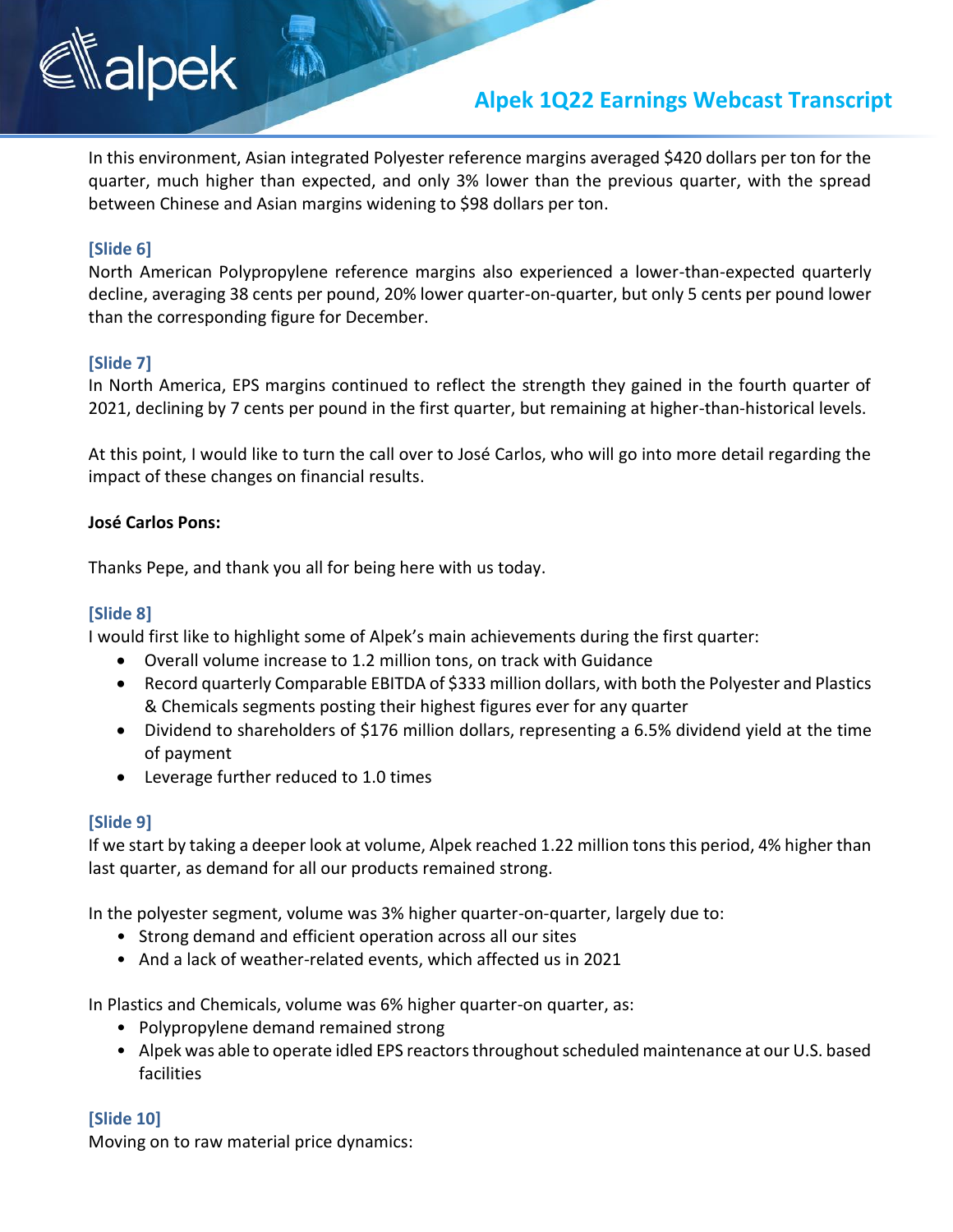In this environment, Asian integrated Polyester reference margins averaged $420 dollars per ton for the quarter, much higher than expected, and only 3% lower than the previous quarter, with the spread between Chinese and Asian margins widening to $98 dollars per ton.

**[Slide 6]**
North American Polypropylene reference margins also experienced a lower-than-expected quarterly decline, averaging 38 cents per pound, 20% lower quarter-on-quarter, but only 5 cents per pound lower than the corresponding figure for December.

**[Slide 7]**
In North America, EPS margins continued to reflect the strength they gained in the fourth quarter of 2021, declining by 7 cents per pound in the first quarter, but remaining at higher-than-historical levels.

At this point, I would like to turn the call over to José Carlos, who will go into more detail regarding the impact of these changes on financial results.

**José Carlos Pons:**

Thanks Pepe, and thank you all for being here with us today.

**[Slide 8]**
I would first like to highlight some of Alpek's main achievements during the first quarter:

- Overall volume increase to 1.2 million tons, on track with Guidance
- Record quarterly Comparable EBITDA of $333 million dollars, with both the Polyester and Plastics & Chemicals segments posting their highest figures ever for any quarter
- Dividend to shareholders of $176 million dollars, representing a 6.5% dividend yield at the time of payment
- Leverage further reduced to 1.0 times

**[Slide 9]**
If we start by taking a deeper look at volume, Alpek reached 1.22 million tons this period, 4% higher than last quarter, as demand for all our products remained strong.

In the polyester segment, volume was 3% higher quarter-on-quarter, largely due to:

- Strong demand and efficient operation across all our sites
- And a lack of weather-related events, which affected us in 2021

In Plastics and Chemicals, volume was 6% higher quarter-on quarter, as:

- Polypropylene demand remained strong
- Alpek was able to operate idled EPS reactors throughout scheduled maintenance at our U.S. based facilities

**[Slide 10]**
Moving on to raw material price dynamics: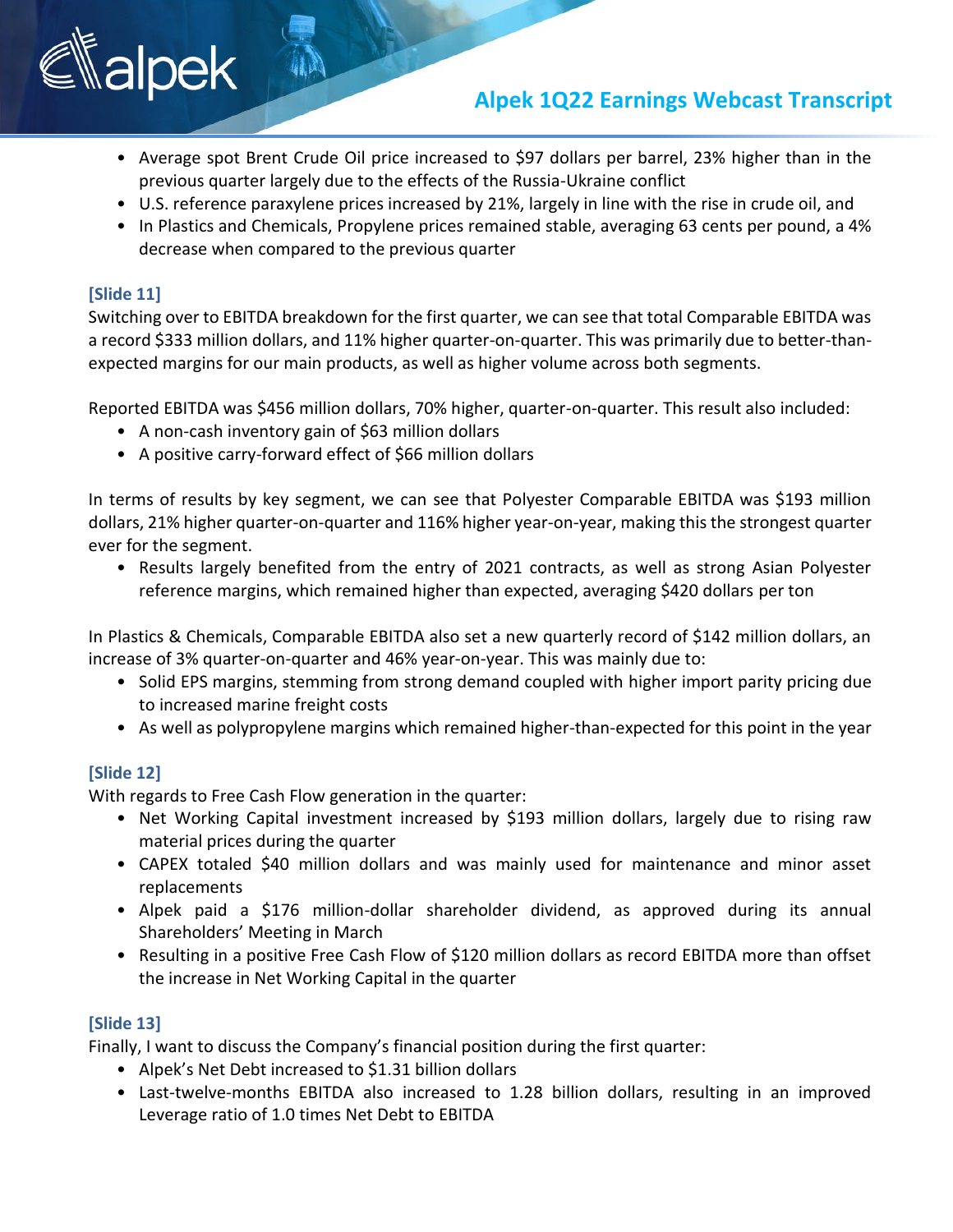- Average spot Brent Crude Oil price increased to $97 dollars per barrel, 23% higher than in the previous quarter largely due to the effects of the Russia-Ukraine conflict
- U.S. reference paraxylene prices increased by 21%, largely in line with the rise in crude oil, and
- In Plastics and Chemicals, Propylene prices remained stable, averaging 63 cents per pound, a 4% decrease when compared to the previous quarter

**[Slide 11]**

Switching over to EBITDA breakdown for the first quarter, we can see that total Comparable EBITDA was a record $333 million dollars, and 11% higher quarter-on-quarter. This was primarily due to better-than-expected margins for our main products, as well as higher volume across both segments.

Reported EBITDA was $456 million dollars, 70% higher, quarter-on-quarter. This result also included:

- A non-cash inventory gain of $63 million dollars
- A positive carry-forward effect of $66 million dollars

In terms of results by key segment, we can see that Polyester Comparable EBITDA was $193 million dollars, 21% higher quarter-on-quarter and 116% higher year-on-year, making this the strongest quarter ever for the segment.

- Results largely benefited from the entry of 2021 contracts, as well as strong Asian Polyester reference margins, which remained higher than expected, averaging $420 dollars per ton

In Plastics & Chemicals, Comparable EBITDA also set a new quarterly record of $142 million dollars, an increase of 3% quarter-on-quarter and 46% year-on-year. This was mainly due to:

- Solid EPS margins, stemming from strong demand coupled with higher import parity pricing due to increased marine freight costs
- As well as polypropylene margins which remained higher-than-expected for this point in the year

**[Slide 12]**

With regards to Free Cash Flow generation in the quarter:

- Net Working Capital investment increased by $193 million dollars, largely due to rising raw material prices during the quarter
- CAPEX totaled $40 million dollars and was mainly used for maintenance and minor asset replacements
- Alpek paid a $176 million-dollar shareholder dividend, as approved during its annual Shareholders' Meeting in March
- Resulting in a positive Free Cash Flow of $120 million dollars as record EBITDA more than offset the increase in Net Working Capital in the quarter

**[Slide 13]**

Finally, I want to discuss the Company's financial position during the first quarter:

- Alpek's Net Debt increased to $1.31 billion dollars
- Last-twelve-months EBITDA also increased to 1.28 billion dollars, resulting in an improved Leverage ratio of 1.0 times Net Debt to EBITDA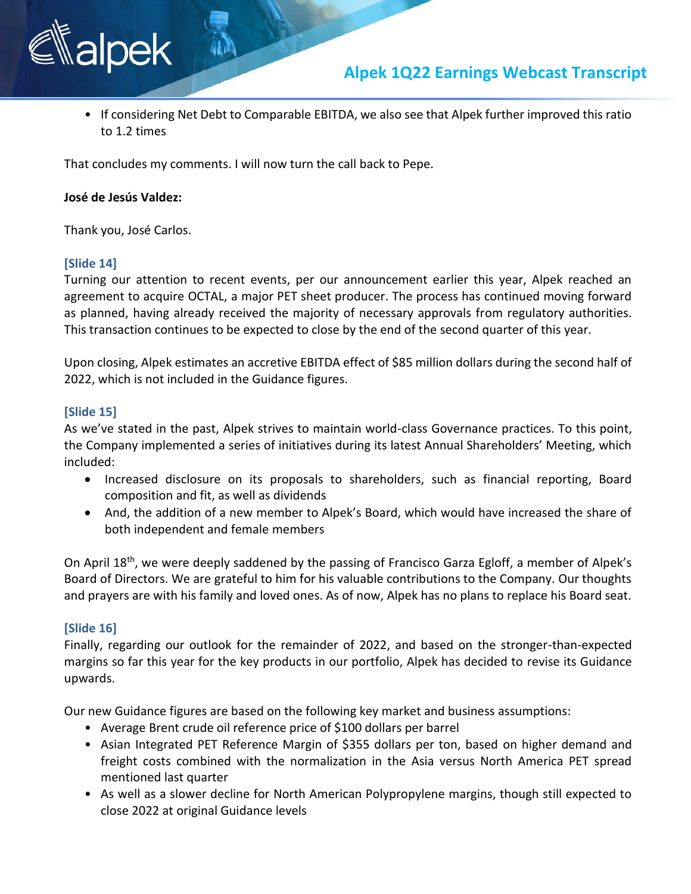- If considering Net Debt to Comparable EBITDA, we also see that Alpek further improved this ratio to 1.2 times

That concludes my comments. I will now turn the call back to Pepe.

**José de Jesús Valdez:**

Thank you, José Carlos.

**[Slide 14]**

Turning our attention to recent events, per our announcement earlier this year, Alpek reached an agreement to acquire OCTAL, a major PET sheet producer. The process has continued moving forward as planned, having already received the majority of necessary approvals from regulatory authorities. This transaction continues to be expected to close by the end of the second quarter of this year.

Upon closing, Alpek estimates an accretive EBITDA effect of $85 million dollars during the second half of 2022, which is not included in the Guidance figures.

**[Slide 15]**

As we've stated in the past, Alpek strives to maintain world-class Governance practices. To this point, the Company implemented a series of initiatives during its latest Annual Shareholders' Meeting, which included:

- Increased disclosure on its proposals to shareholders, such as financial reporting, Board composition and fit, as well as dividends
- And, the addition of a new member to Alpek's Board, which would have increased the share of both independent and female members

On April 18th, we were deeply saddened by the passing of Francisco Garza Egloff, a member of Alpek's Board of Directors. We are grateful to him for his valuable contributions to the Company. Our thoughts and prayers are with his family and loved ones. As of now, Alpek has no plans to replace his Board seat.

**[Slide 16]**

Finally, regarding our outlook for the remainder of 2022, and based on the stronger-than-expected margins so far this year for the key products in our portfolio, Alpek has decided to revise its Guidance upwards.

Our new Guidance figures are based on the following key market and business assumptions:

- Average Brent crude oil reference price of $100 dollars per barrel
- Asian Integrated PET Reference Margin of $355 dollars per ton, based on higher demand and freight costs combined with the normalization in the Asia versus North America PET spread mentioned last quarter
- As well as a slower decline for North American Polypropylene margins, though still expected to close 2022 at original Guidance levels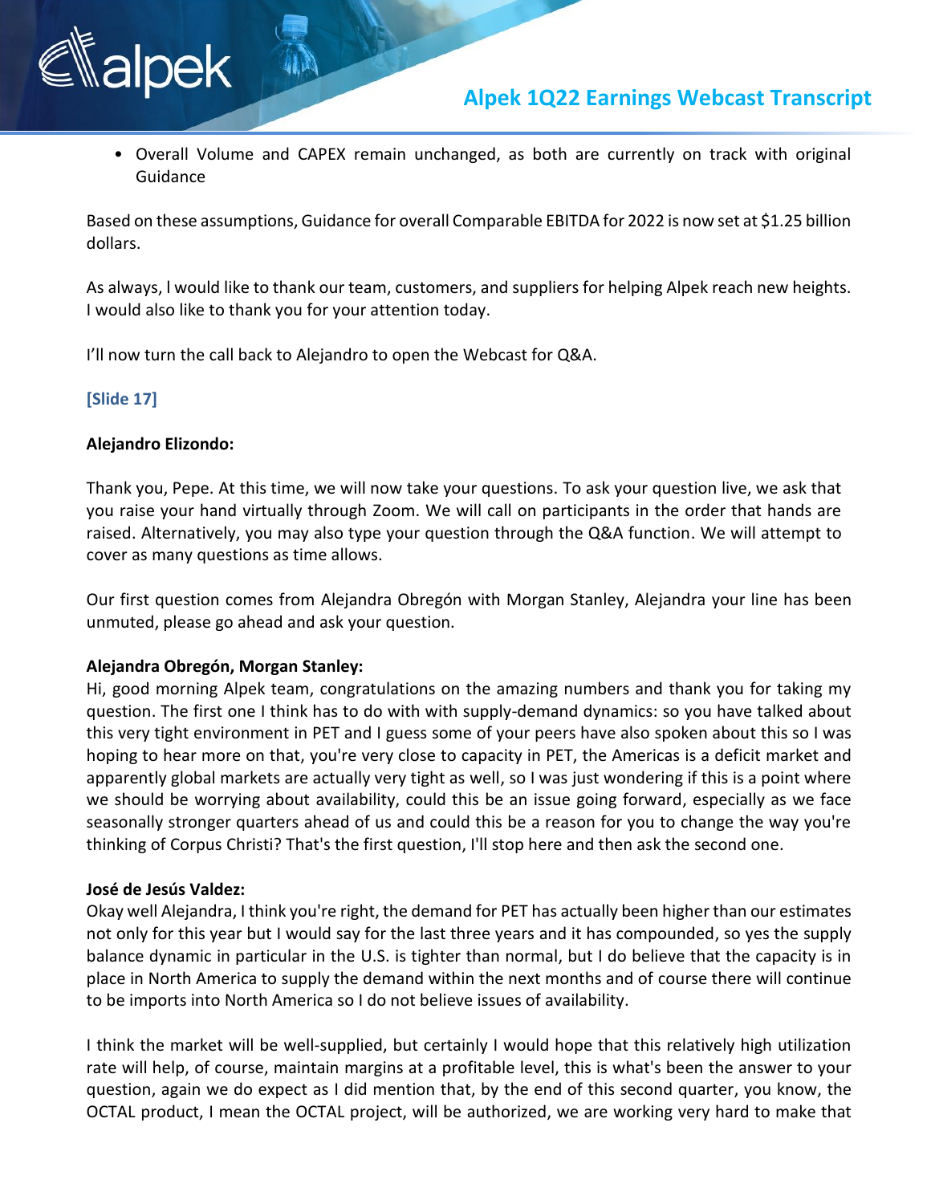- Overall Volume and CAPEX remain unchanged, as both are currently on track with original Guidance

Based on these assumptions, Guidance for overall Comparable EBITDA for 2022 is now set at $1.25 billion dollars.

As always, I would like to thank our team, customers, and suppliers for helping Alpek reach new heights. I would also like to thank you for your attention today.

I'll now turn the call back to Alejandro to open the Webcast for Q&A.

**[Slide 17]**

**Alejandro Elizondo:**

Thank you, Pepe. At this time, we will now take your questions. To ask your question live, we ask that you raise your hand virtually through Zoom. We will call on participants in the order that hands are raised. Alternatively, you may also type your question through the Q&A function. We will attempt to cover as many questions as time allows.

Our first question comes from Alejandra Obregón with Morgan Stanley, Alejandra your line has been unmuted, please go ahead and ask your question.

**Alejandra Obregón, Morgan Stanley:**
Hi, good morning Alpek team, congratulations on the amazing numbers and thank you for taking my question. The first one I think has to do with with supply-demand dynamics: so you have talked about this very tight environment in PET and I guess some of your peers have also spoken about this so I was hoping to hear more on that, you're very close to capacity in PET, the Americas is a deficit market and apparently global markets are actually very tight as well, so I was just wondering if this is a point where we should be worrying about availability, could this be an issue going forward, especially as we face seasonally stronger quarters ahead of us and could this be a reason for you to change the way you're thinking of Corpus Christi? That's the first question, I'll stop here and then ask the second one.

**José de Jesús Valdez:**
Okay well Alejandra, I think you're right, the demand for PET has actually been higher than our estimates not only for this year but I would say for the last three years and it has compounded, so yes the supply balance dynamic in particular in the U.S. is tighter than normal, but I do believe that the capacity is in place in North America to supply the demand within the next months and of course there will continue to be imports into North America so I do not believe issues of availability.

I think the market will be well-supplied, but certainly I would hope that this relatively high utilization rate will help, of course, maintain margins at a profitable level, this is what's been the answer to your question, again we do expect as I did mention that, by the end of this second quarter, you know, the OCTAL product, I mean the OCTAL project, will be authorized, we are working very hard to make that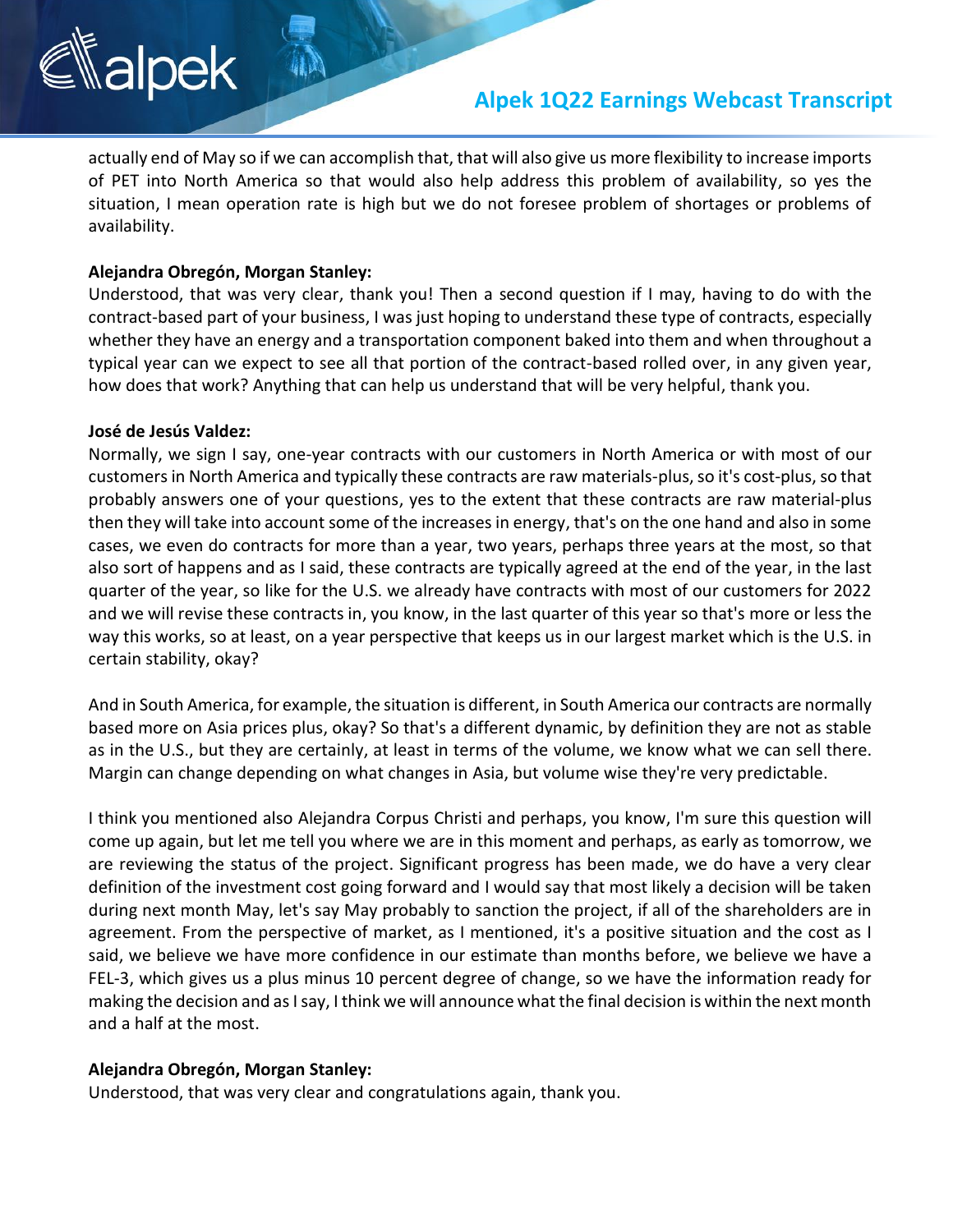actually end of May so if we can accomplish that, that will also give us more flexibility to increase imports of PET into North America so that would also help address this problem of availability, so yes the situation, I mean operation rate is high but we do not foresee problem of shortages or problems of availability.

**Alejandra Obregón, Morgan Stanley:**
Understood, that was very clear, thank you! Then a second question if I may, having to do with the contract-based part of your business, I was just hoping to understand these type of contracts, especially whether they have an energy and a transportation component baked into them and when throughout a typical year can we expect to see all that portion of the contract-based rolled over, in any given year, how does that work? Anything that can help us understand that will be very helpful, thank you.

**José de Jesús Valdez:**
Normally, we sign I say, one-year contracts with our customers in North America or with most of our customers in North America and typically these contracts are raw materials-plus, so it's cost-plus, so that probably answers one of your questions, yes to the extent that these contracts are raw material-plus then they will take into account some of the increases in energy, that's on the one hand and also in some cases, we even do contracts for more than a year, two years, perhaps three years at the most, so that also sort of happens and as I said, these contracts are typically agreed at the end of the year, in the last quarter of the year, so like for the U.S. we already have contracts with most of our customers for 2022 and we will revise these contracts in, you know, in the last quarter of this year so that's more or less the way this works, so at least, on a year perspective that keeps us in our largest market which is the U.S. in certain stability, okay?

And in South America, for example, the situation is different, in South America our contracts are normally based more on Asia prices plus, okay? So that's a different dynamic, by definition they are not as stable as in the U.S., but they are certainly, at least in terms of the volume, we know what we can sell there. Margin can change depending on what changes in Asia, but volume wise they're very predictable.

I think you mentioned also Alejandra Corpus Christi and perhaps, you know, I'm sure this question will come up again, but let me tell you where we are in this moment and perhaps, as early as tomorrow, we are reviewing the status of the project. Significant progress has been made, we do have a very clear definition of the investment cost going forward and I would say that most likely a decision will be taken during next month May, let's say May probably to sanction the project, if all of the shareholders are in agreement. From the perspective of market, as I mentioned, it's a positive situation and the cost as I said, we believe we have more confidence in our estimate than months before, we believe we have a FEL-3, which gives us a plus minus 10 percent degree of change, so we have the information ready for making the decision and as I say, I think we will announce what the final decision is within the next month and a half at the most.

**Alejandra Obregón, Morgan Stanley:**
Understood, that was very clear and congratulations again, thank you.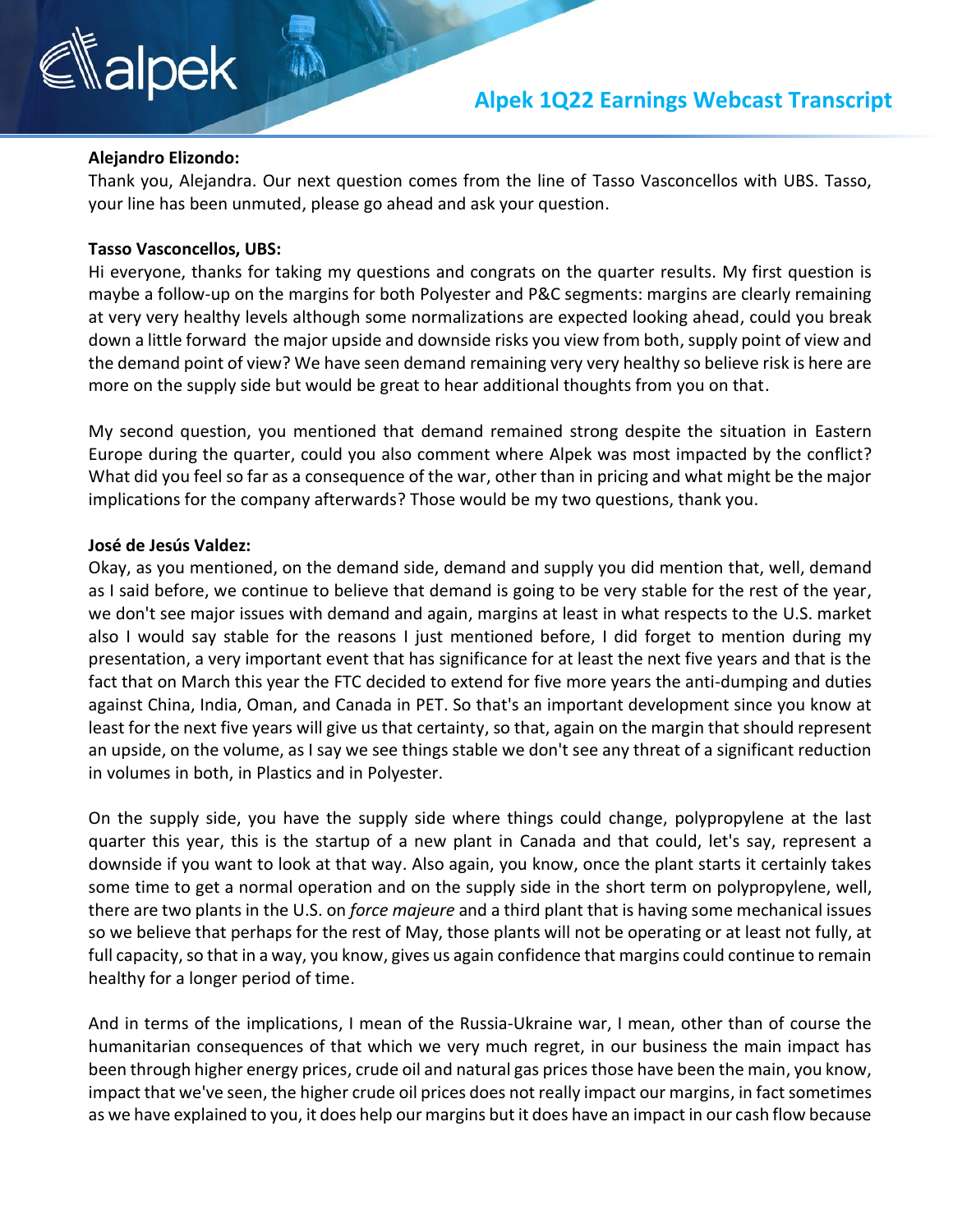**Alejandro Elizondo:**
Thank you, Alejandra. Our next question comes from the line of Tasso Vasconcellos with UBS. Tasso, your line has been unmuted, please go ahead and ask your question.

**Tasso Vasconcellos, UBS:**
Hi everyone, thanks for taking my questions and congrats on the quarter results. My first question is maybe a follow-up on the margins for both Polyester and P&C segments: margins are clearly remaining at very very healthy levels although some normalizations are expected looking ahead, could you break down a little forward the major upside and downside risks you view from both, supply point of view and the demand point of view? We have seen demand remaining very very healthy so believe risk is here are more on the supply side but would be great to hear additional thoughts from you on that.

My second question, you mentioned that demand remained strong despite the situation in Eastern Europe during the quarter, could you also comment where Alpek was most impacted by the conflict? What did you feel so far as a consequence of the war, other than in pricing and what might be the major implications for the company afterwards? Those would be my two questions, thank you.

**José de Jesús Valdez:**
Okay, as you mentioned, on the demand side, demand and supply you did mention that, well, demand as I said before, we continue to believe that demand is going to be very stable for the rest of the year, we don't see major issues with demand and again, margins at least in what respects to the U.S. market also I would say stable for the reasons I just mentioned before, I did forget to mention during my presentation, a very important event that has significance for at least the next five years and that is the fact that on March this year the FTC decided to extend for five more years the anti-dumping and duties against China, India, Oman, and Canada in PET. So that's an important development since you know at least for the next five years will give us that certainty, so that, again on the margin that should represent an upside, on the volume, as I say we see things stable we don't see any threat of a significant reduction in volumes in both, in Plastics and in Polyester.

On the supply side, you have the supply side where things could change, polypropylene at the last quarter this year, this is the startup of a new plant in Canada and that could, let's say, represent a downside if you want to look at that way. Also again, you know, once the plant starts it certainly takes some time to get a normal operation and on the supply side in the short term on polypropylene, well, there are two plants in the U.S. on *force majeure* and a third plant that is having some mechanical issues so we believe that perhaps for the rest of May, those plants will not be operating or at least not fully, at full capacity, so that in a way, you know, gives us again confidence that margins could continue to remain healthy for a longer period of time.

And in terms of the implications, I mean of the Russia-Ukraine war, I mean, other than of course the humanitarian consequences of that which we very much regret, in our business the main impact has been through higher energy prices, crude oil and natural gas prices those have been the main, you know, impact that we've seen, the higher crude oil prices does not really impact our margins, in fact sometimes as we have explained to you, it does help our margins but it does have an impact in our cash flow because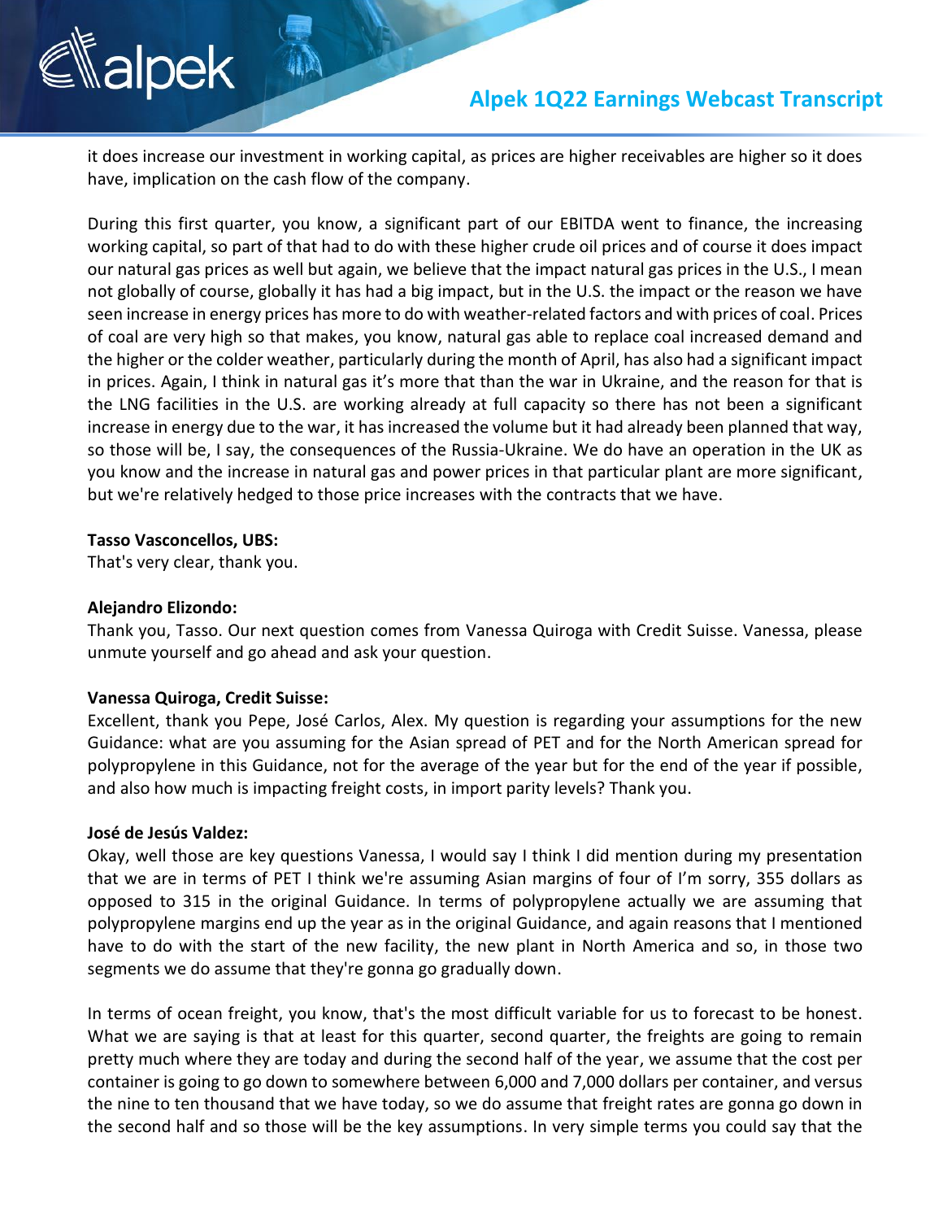it does increase our investment in working capital, as prices are higher receivables are higher so it does have, implication on the cash flow of the company.

During this first quarter, you know, a significant part of our EBITDA went to finance, the increasing working capital, so part of that had to do with these higher crude oil prices and of course it does impact our natural gas prices as well but again, we believe that the impact natural gas prices in the U.S., I mean not globally of course, globally it has had a big impact, but in the U.S. the impact or the reason we have seen increase in energy prices has more to do with weather-related factors and with prices of coal. Prices of coal are very high so that makes, you know, natural gas able to replace coal increased demand and the higher or the colder weather, particularly during the month of April, has also had a significant impact in prices. Again, I think in natural gas it's more that than the war in Ukraine, and the reason for that is the LNG facilities in the U.S. are working already at full capacity so there has not been a significant increase in energy due to the war, it has increased the volume but it had already been planned that way, so those will be, I say, the consequences of the Russia-Ukraine. We do have an operation in the UK as you know and the increase in natural gas and power prices in that particular plant are more significant, but we're relatively hedged to those price increases with the contracts that we have.

**Tasso Vasconcellos, UBS:**
That's very clear, thank you.

**Alejandro Elizondo:**
Thank you, Tasso. Our next question comes from Vanessa Quiroga with Credit Suisse. Vanessa, please unmute yourself and go ahead and ask your question.

**Vanessa Quiroga, Credit Suisse:**
Excellent, thank you Pepe, José Carlos, Alex. My question is regarding your assumptions for the new Guidance: what are you assuming for the Asian spread of PET and for the North American spread for polypropylene in this Guidance, not for the average of the year but for the end of the year if possible, and also how much is impacting freight costs, in import parity levels? Thank you.

**José de Jesús Valdez:**
Okay, well those are key questions Vanessa, I would say I think I did mention during my presentation that we are in terms of PET I think we're assuming Asian margins of four of I'm sorry, 355 dollars as opposed to 315 in the original Guidance. In terms of polypropylene actually we are assuming that polypropylene margins end up the year as in the original Guidance, and again reasons that I mentioned have to do with the start of the new facility, the new plant in North America and so, in those two segments we do assume that they're gonna go gradually down.

In terms of ocean freight, you know, that's the most difficult variable for us to forecast to be honest. What we are saying is that at least for this quarter, second quarter, the freights are going to remain pretty much where they are today and during the second half of the year, we assume that the cost per container is going to go down to somewhere between 6,000 and 7,000 dollars per container, and versus the nine to ten thousand that we have today, so we do assume that freight rates are gonna go down in the second half and so those will be the key assumptions. In very simple terms you could say that the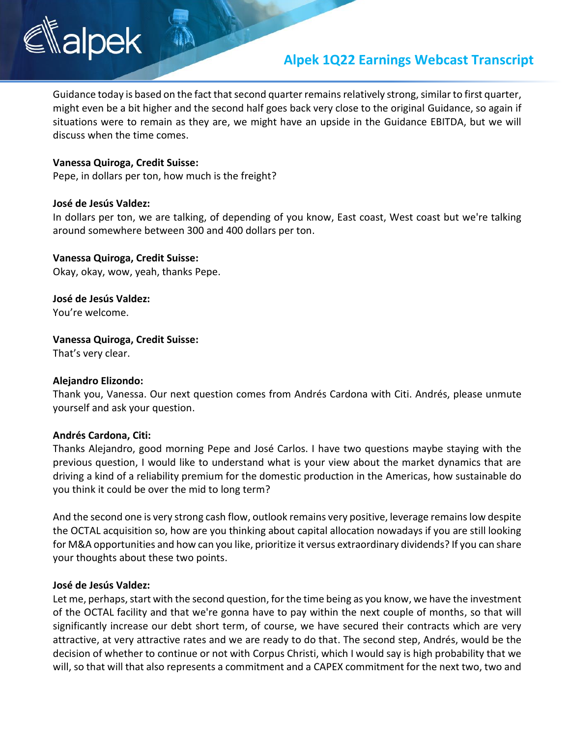Guidance today is based on the fact that second quarter remains relatively strong, similar to first quarter, might even be a bit higher and the second half goes back very close to the original Guidance, so again if situations were to remain as they are, we might have an upside in the Guidance EBITDA, but we will discuss when the time comes.

**Vanessa Quiroga, Credit Suisse:**
Pepe, in dollars per ton, how much is the freight?

**José de Jesús Valdez:**
In dollars per ton, we are talking, of depending of you know, East coast, West coast but we're talking around somewhere between 300 and 400 dollars per ton.

**Vanessa Quiroga, Credit Suisse:**
Okay, okay, wow, yeah, thanks Pepe.

**José de Jesús Valdez:**
You're welcome.

**Vanessa Quiroga, Credit Suisse:**
That's very clear.

**Alejandro Elizondo:**
Thank you, Vanessa. Our next question comes from Andrés Cardona with Citi. Andrés, please unmute yourself and ask your question.

**Andrés Cardona, Citi:**
Thanks Alejandro, good morning Pepe and José Carlos. I have two questions maybe staying with the previous question, I would like to understand what is your view about the market dynamics that are driving a kind of a reliability premium for the domestic production in the Americas, how sustainable do you think it could be over the mid to long term?

And the second one is very strong cash flow, outlook remains very positive, leverage remains low despite the OCTAL acquisition so, how are you thinking about capital allocation nowadays if you are still looking for M&A opportunities and how can you like, prioritize it versus extraordinary dividends? If you can share your thoughts about these two points.

**José de Jesús Valdez:**
Let me, perhaps, start with the second question, for the time being as you know, we have the investment of the OCTAL facility and that we're gonna have to pay within the next couple of months, so that will significantly increase our debt short term, of course, we have secured their contracts which are very attractive, at very attractive rates and we are ready to do that. The second step, Andrés, would be the decision of whether to continue or not with Corpus Christi, which I would say is high probability that we will, so that will that also represents a commitment and a CAPEX commitment for the next two, two and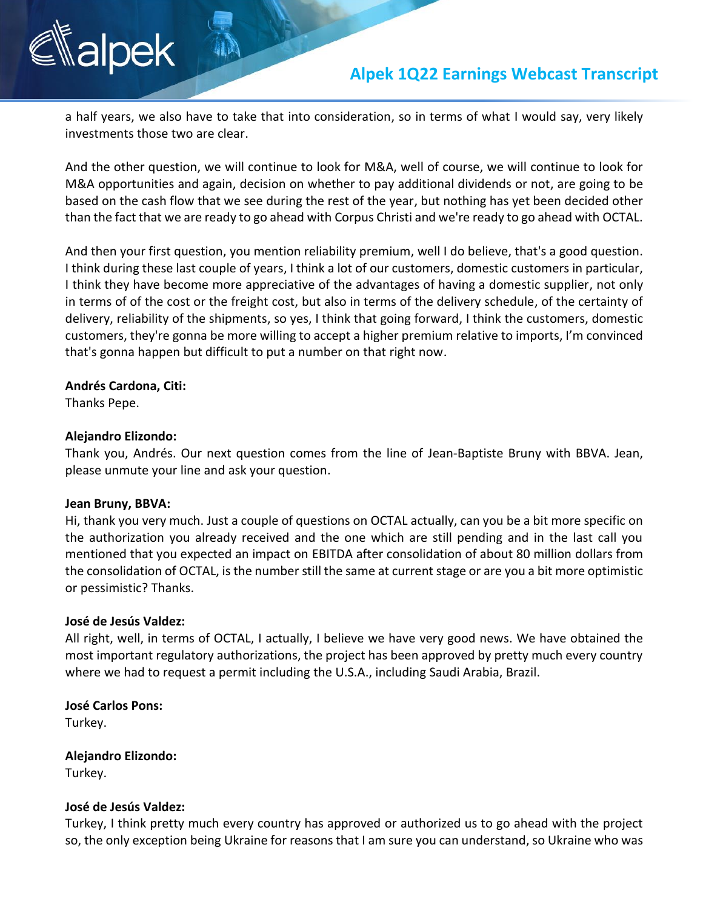a half years, we also have to take that into consideration, so in terms of what I would say, very likely investments those two are clear.

And the other question, we will continue to look for M&A, well of course, we will continue to look for M&A opportunities and again, decision on whether to pay additional dividends or not, are going to be based on the cash flow that we see during the rest of the year, but nothing has yet been decided other than the fact that we are ready to go ahead with Corpus Christi and we're ready to go ahead with OCTAL.

And then your first question, you mention reliability premium, well I do believe, that's a good question. I think during these last couple of years, I think a lot of our customers, domestic customers in particular, I think they have become more appreciative of the advantages of having a domestic supplier, not only in terms of of the cost or the freight cost, but also in terms of the delivery schedule, of the certainty of delivery, reliability of the shipments, so yes, I think that going forward, I think the customers, domestic customers, they're gonna be more willing to accept a higher premium relative to imports, I'm convinced that's gonna happen but difficult to put a number on that right now.

**Andrés Cardona, Citi:**
Thanks Pepe.

**Alejandro Elizondo:**
Thank you, Andrés. Our next question comes from the line of Jean-Baptiste Bruny with BBVA. Jean, please unmute your line and ask your question.

**Jean Bruny, BBVA:**
Hi, thank you very much. Just a couple of questions on OCTAL actually, can you be a bit more specific on the authorization you already received and the one which are still pending and in the last call you mentioned that you expected an impact on EBITDA after consolidation of about 80 million dollars from the consolidation of OCTAL, is the number still the same at current stage or are you a bit more optimistic or pessimistic? Thanks.

**José de Jesús Valdez:**
All right, well, in terms of OCTAL, I actually, I believe we have very good news. We have obtained the most important regulatory authorizations, the project has been approved by pretty much every country where we had to request a permit including the U.S.A., including Saudi Arabia, Brazil.

**José Carlos Pons:**
Turkey.

**Alejandro Elizondo:**
Turkey.

**José de Jesús Valdez:**
Turkey, I think pretty much every country has approved or authorized us to go ahead with the project so, the only exception being Ukraine for reasons that I am sure you can understand, so Ukraine who was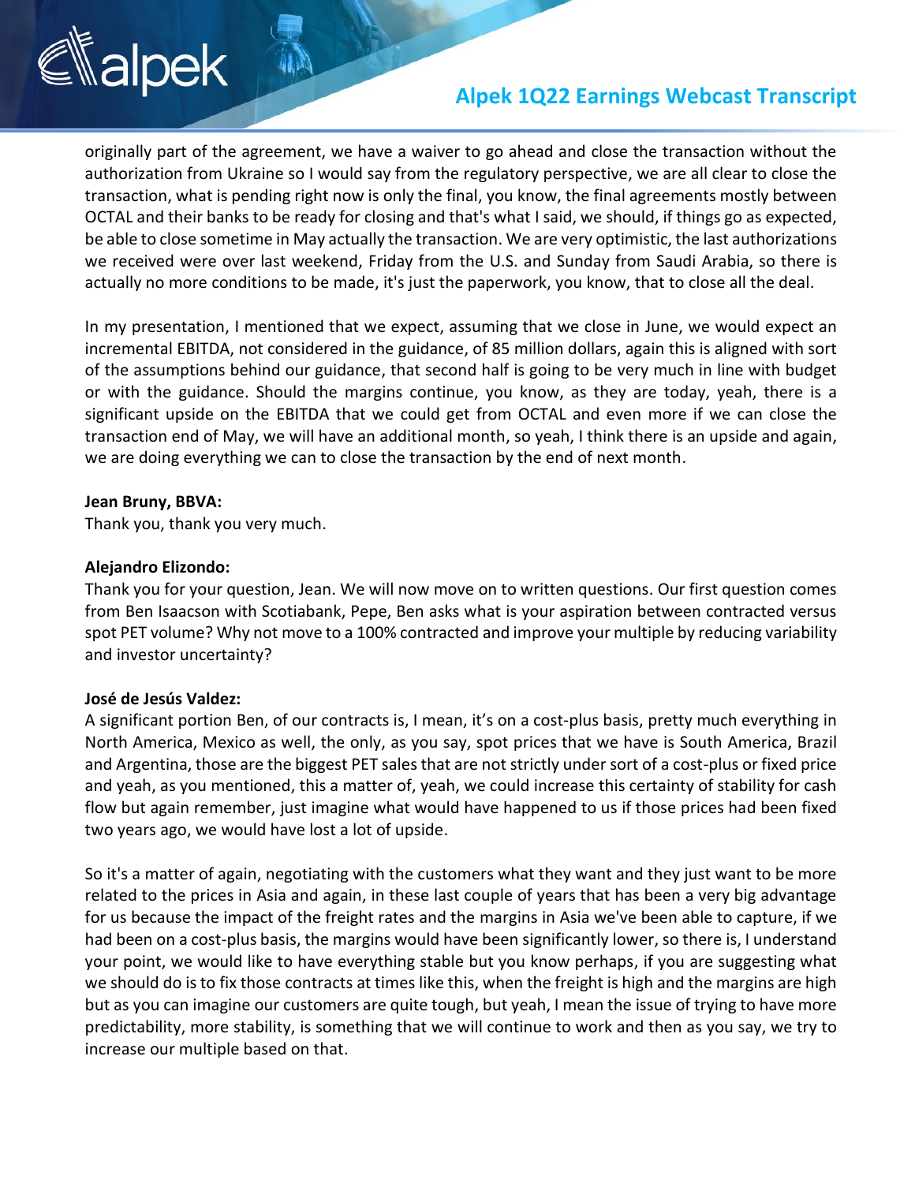originally part of the agreement, we have a waiver to go ahead and close the transaction without the authorization from Ukraine so I would say from the regulatory perspective, we are all clear to close the transaction, what is pending right now is only the final, you know, the final agreements mostly between OCTAL and their banks to be ready for closing and that's what I said, we should, if things go as expected, be able to close sometime in May actually the transaction. We are very optimistic, the last authorizations we received were over last weekend, Friday from the U.S. and Sunday from Saudi Arabia, so there is actually no more conditions to be made, it's just the paperwork, you know, that to close all the deal.

In my presentation, I mentioned that we expect, assuming that we close in June, we would expect an incremental EBITDA, not considered in the guidance, of 85 million dollars, again this is aligned with sort of the assumptions behind our guidance, that second half is going to be very much in line with budget or with the guidance. Should the margins continue, you know, as they are today, yeah, there is a significant upside on the EBITDA that we could get from OCTAL and even more if we can close the transaction end of May, we will have an additional month, so yeah, I think there is an upside and again, we are doing everything we can to close the transaction by the end of next month.

**Jean Bruny, BBVA:**
Thank you, thank you very much.

**Alejandro Elizondo:**
Thank you for your question, Jean. We will now move on to written questions. Our first question comes from Ben Isaacson with Scotiabank, Pepe, Ben asks what is your aspiration between contracted versus spot PET volume? Why not move to a 100% contracted and improve your multiple by reducing variability and investor uncertainty?

**José de Jesús Valdez:**
A significant portion Ben, of our contracts is, I mean, it's on a cost-plus basis, pretty much everything in North America, Mexico as well, the only, as you say, spot prices that we have is South America, Brazil and Argentina, those are the biggest PET sales that are not strictly under sort of a cost-plus or fixed price and yeah, as you mentioned, this a matter of, yeah, we could increase this certainty of stability for cash flow but again remember, just imagine what would have happened to us if those prices had been fixed two years ago, we would have lost a lot of upside.

So it's a matter of again, negotiating with the customers what they want and they just want to be more related to the prices in Asia and again, in these last couple of years that has been a very big advantage for us because the impact of the freight rates and the margins in Asia we've been able to capture, if we had been on a cost-plus basis, the margins would have been significantly lower, so there is, I understand your point, we would like to have everything stable but you know perhaps, if you are suggesting what we should do is to fix those contracts at times like this, when the freight is high and the margins are high but as you can imagine our customers are quite tough, but yeah, I mean the issue of trying to have more predictability, more stability, is something that we will continue to work and then as you say, we try to increase our multiple based on that.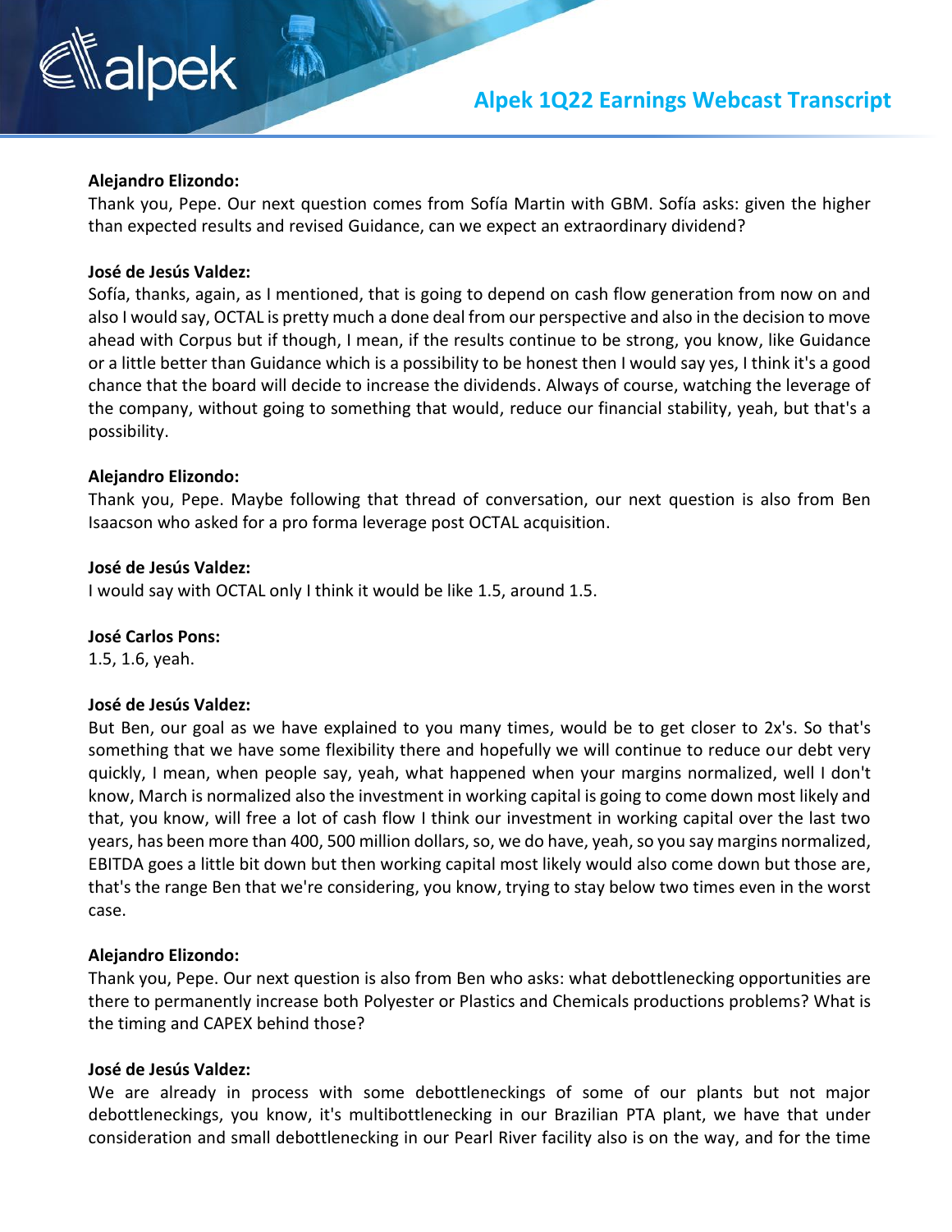**Alejandro Elizondo:**
Thank you, Pepe. Our next question comes from Sofía Martin with GBM. Sofía asks: given the higher than expected results and revised Guidance, can we expect an extraordinary dividend?

**José de Jesús Valdez:**
Sofía, thanks, again, as I mentioned, that is going to depend on cash flow generation from now on and also I would say, OCTAL is pretty much a done deal from our perspective and also in the decision to move ahead with Corpus but if though, I mean, if the results continue to be strong, you know, like Guidance or a little better than Guidance which is a possibility to be honest then I would say yes, I think it's a good chance that the board will decide to increase the dividends. Always of course, watching the leverage of the company, without going to something that would, reduce our financial stability, yeah, but that's a possibility.

**Alejandro Elizondo:**
Thank you, Pepe. Maybe following that thread of conversation, our next question is also from Ben Isaacson who asked for a pro forma leverage post OCTAL acquisition.

**José de Jesús Valdez:**
I would say with OCTAL only I think it would be like 1.5, around 1.5.

**José Carlos Pons:**
1.5, 1.6, yeah.

**José de Jesús Valdez:**
But Ben, our goal as we have explained to you many times, would be to get closer to 2x's. So that's something that we have some flexibility there and hopefully we will continue to reduce our debt very quickly, I mean, when people say, yeah, what happened when your margins normalized, well I don't know, March is normalized also the investment in working capital is going to come down most likely and that, you know, will free a lot of cash flow I think our investment in working capital over the last two years, has been more than 400, 500 million dollars, so, we do have, yeah, so you say margins normalized, EBITDA goes a little bit down but then working capital most likely would also come down but those are, that's the range Ben that we're considering, you know, trying to stay below two times even in the worst case.

**Alejandro Elizondo:**
Thank you, Pepe. Our next question is also from Ben who asks: what debottlenecking opportunities are there to permanently increase both Polyester or Plastics and Chemicals productions problems? What is the timing and CAPEX behind those?

**José de Jesús Valdez:**
We are already in process with some debottleneckings of some of our plants but not major debottleneckings, you know, it's multibottlenecking in our Brazilian PTA plant, we have that under consideration and small debottlenecking in our Pearl River facility also is on the way, and for the time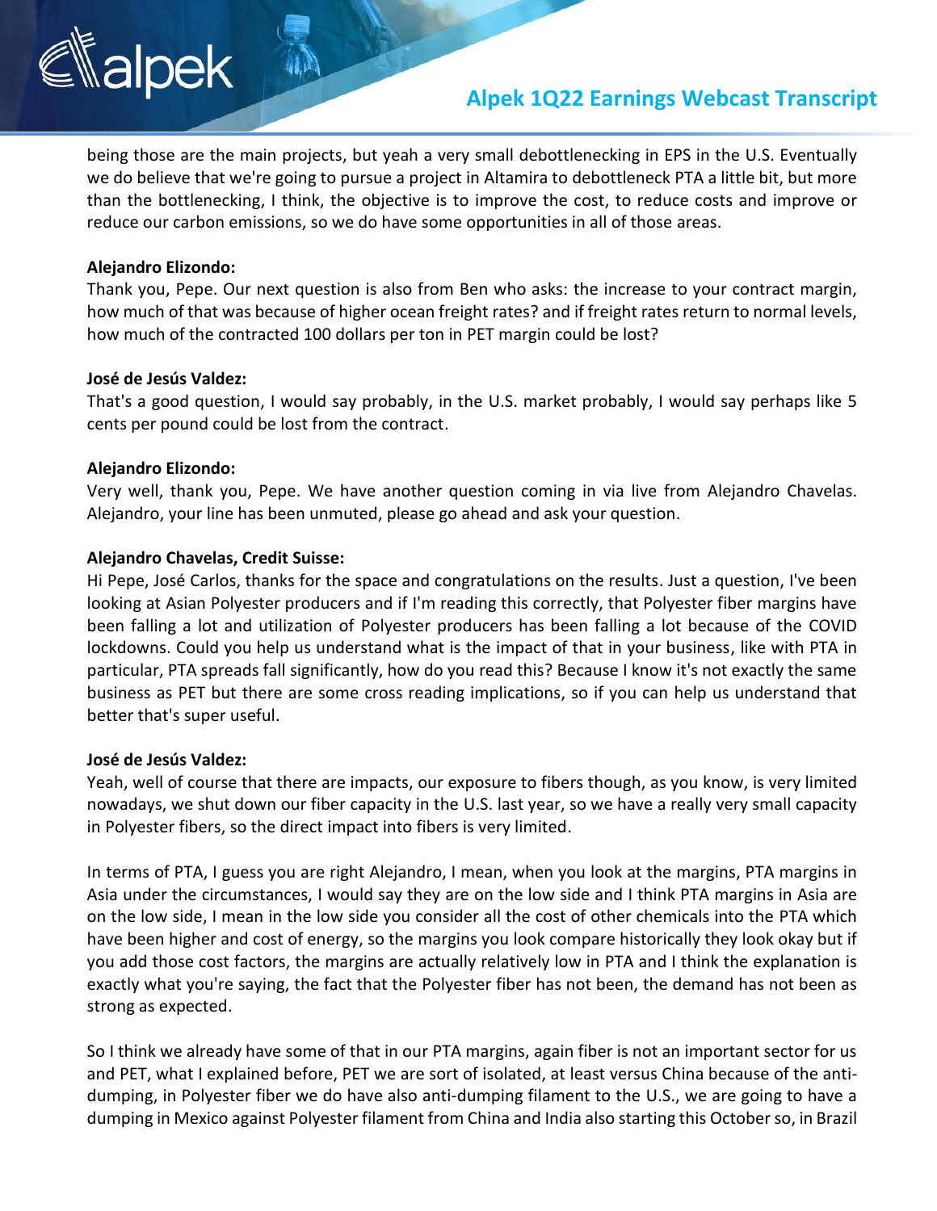being those are the main projects, but yeah a very small debottlenecking in EPS in the U.S. Eventually we do believe that we're going to pursue a project in Altamira to debottleneck PTA a little bit, but more than the bottlenecking, I think, the objective is to improve the cost, to reduce costs and improve or reduce our carbon emissions, so we do have some opportunities in all of those areas.

**Alejandro Elizondo:**
Thank you, Pepe. Our next question is also from Ben who asks: the increase to your contract margin, how much of that was because of higher ocean freight rates? and if freight rates return to normal levels, how much of the contracted 100 dollars per ton in PET margin could be lost?

**José de Jesús Valdez:**
That's a good question, I would say probably, in the U.S. market probably, I would say perhaps like 5 cents per pound could be lost from the contract.

**Alejandro Elizondo:**
Very well, thank you, Pepe. We have another question coming in via live from Alejandro Chavelas. Alejandro, your line has been unmuted, please go ahead and ask your question.

**Alejandro Chavelas, Credit Suisse:**
Hi Pepe, José Carlos, thanks for the space and congratulations on the results. Just a question, I've been looking at Asian Polyester producers and if I'm reading this correctly, that Polyester fiber margins have been falling a lot and utilization of Polyester producers has been falling a lot because of the COVID lockdowns. Could you help us understand what is the impact of that in your business, like with PTA in particular, PTA spreads fall significantly, how do you read this? Because I know it's not exactly the same business as PET but there are some cross reading implications, so if you can help us understand that better that's super useful.

**José de Jesús Valdez:**
Yeah, well of course that there are impacts, our exposure to fibers though, as you know, is very limited nowadays, we shut down our fiber capacity in the U.S. last year, so we have a really very small capacity in Polyester fibers, so the direct impact into fibers is very limited.

In terms of PTA, I guess you are right Alejandro, I mean, when you look at the margins, PTA margins in Asia under the circumstances, I would say they are on the low side and I think PTA margins in Asia are on the low side, I mean in the low side you consider all the cost of other chemicals into the PTA which have been higher and cost of energy, so the margins you look compare historically they look okay but if you add those cost factors, the margins are actually relatively low in PTA and I think the explanation is exactly what you're saying, the fact that the Polyester fiber has not been, the demand has not been as strong as expected.

So I think we already have some of that in our PTA margins, again fiber is not an important sector for us and PET, what I explained before, PET we are sort of isolated, at least versus China because of the anti-dumping, in Polyester fiber we do have also anti-dumping filament to the U.S., we are going to have a dumping in Mexico against Polyester filament from China and India also starting this October so, in Brazil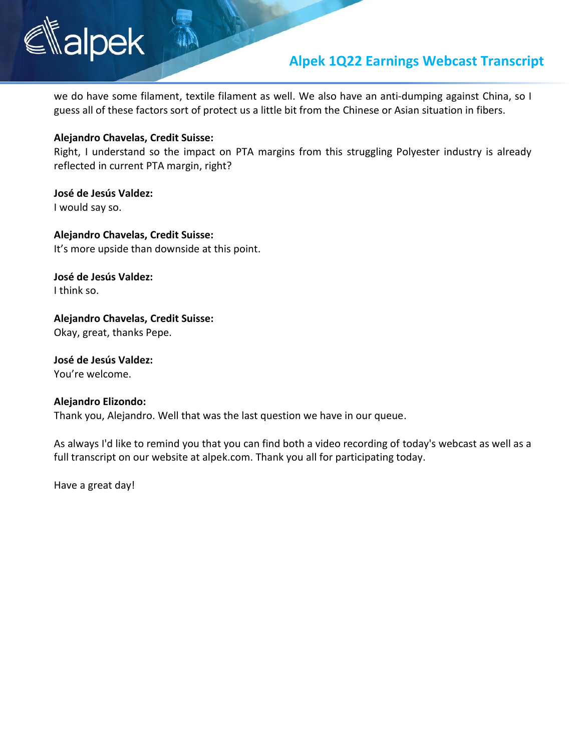we do have some filament, textile filament as well. We also have an anti-dumping against China, so I guess all of these factors sort of protect us a little bit from the Chinese or Asian situation in fibers.

**Alejandro Chavelas, Credit Suisse:**
Right, I understand so the impact on PTA margins from this struggling Polyester industry is already reflected in current PTA margin, right?

**José de Jesús Valdez:**
I would say so.

**Alejandro Chavelas, Credit Suisse:**
It's more upside than downside at this point.

**José de Jesús Valdez:**
I think so.

**Alejandro Chavelas, Credit Suisse:**
Okay, great, thanks Pepe.

**José de Jesús Valdez:**
You're welcome.

**Alejandro Elizondo:**
Thank you, Alejandro. Well that was the last question we have in our queue.

As always I'd like to remind you that you can find both a video recording of today's webcast as well as a full transcript on our website at alpek.com. Thank you all for participating today.

Have a great day!